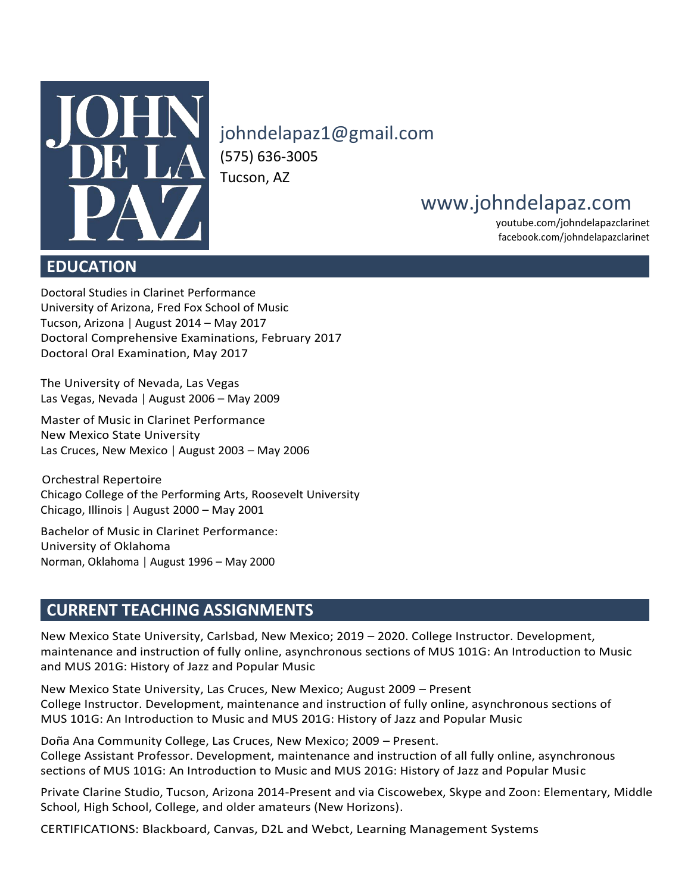# JOHN DE LA PAZ

johndelapaz1@gmail.com
(575) 636-3005
Tucson, AZ

www.johndelapaz.com
youtube.com/johndelapazclarinet
facebook.com/johndelapazclarinet

## EDUCATION

Doctoral Studies in Clarinet Performance
University of Arizona, Fred Fox School of Music
Tucson, Arizona | August 2014 – May 2017
Doctoral Comprehensive Examinations, February 2017
Doctoral Oral Examination, May 2017

The University of Nevada, Las Vegas
Las Vegas, Nevada | August 2006 – May 2009

Master of Music in Clarinet Performance
New Mexico State University
Las Cruces, New Mexico | August 2003 – May 2006

Orchestral Repertoire
Chicago College of the Performing Arts, Roosevelt University
Chicago, Illinois | August 2000 – May 2001

Bachelor of Music in Clarinet Performance:
University of Oklahoma
Norman, Oklahoma | August 1996 – May 2000

## CURRENT TEACHING ASSIGNMENTS

New Mexico State University, Carlsbad, New Mexico; 2019 – 2020. College Instructor. Development, maintenance and instruction of fully online, asynchronous sections of MUS 101G: An Introduction to Music and MUS 201G: History of Jazz and Popular Music

New Mexico State University, Las Cruces, New Mexico; August 2009 – Present
College Instructor. Development, maintenance and instruction of fully online, asynchronous sections of MUS 101G: An Introduction to Music and MUS 201G: History of Jazz and Popular Music

Doña Ana Community College, Las Cruces, New Mexico; 2009 – Present.
College Assistant Professor. Development, maintenance and instruction of all fully online, asynchronous sections of MUS 101G: An Introduction to Music and MUS 201G: History of Jazz and Popular Music

Private Clarine Studio, Tucson, Arizona 2014-Present and via Ciscowebex, Skype and Zoon: Elementary, Middle School, High School, College, and older amateurs (New Horizons).

CERTIFICATIONS: Blackboard, Canvas, D2L and Webct, Learning Management Systems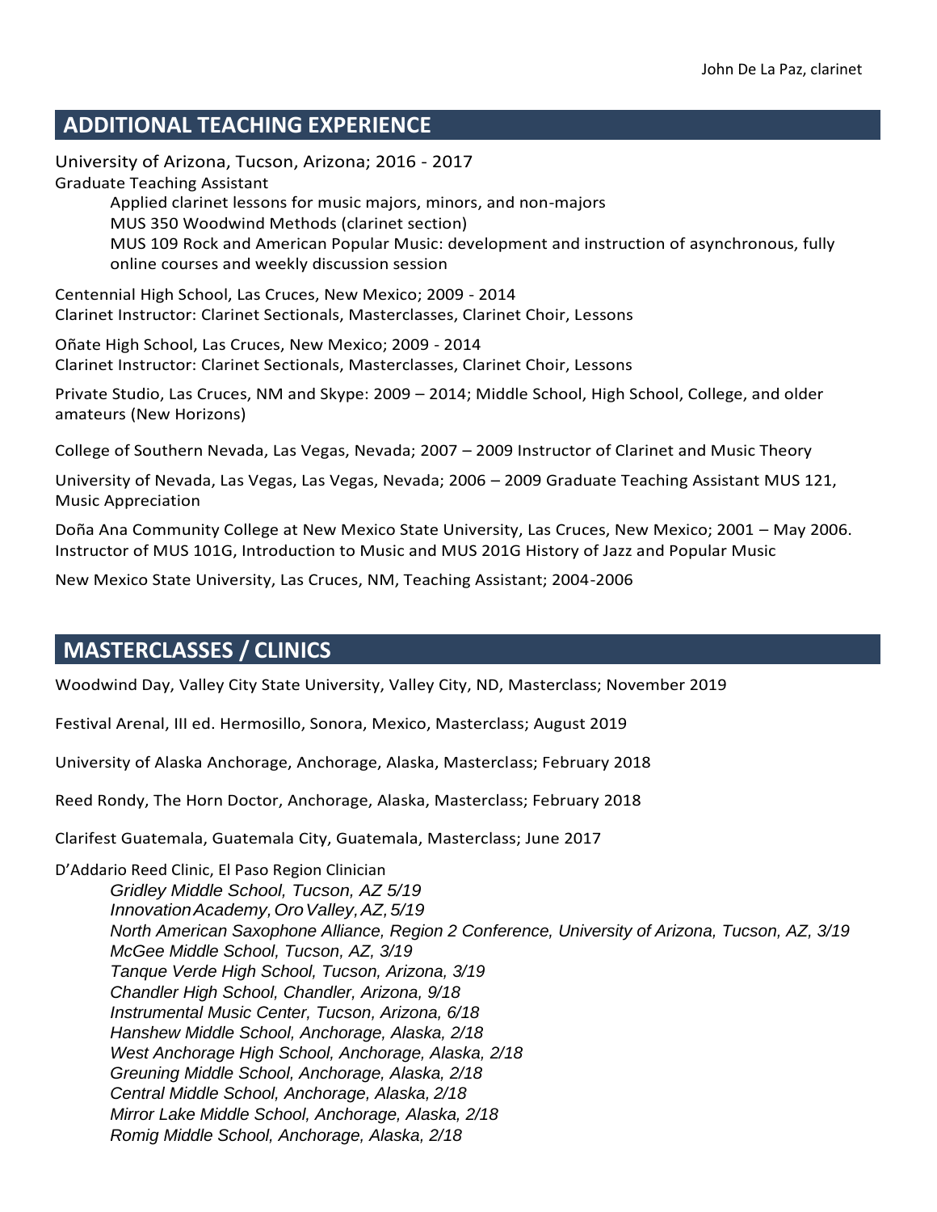## ADDITIONAL TEACHING EXPERIENCE

University of Arizona, Tucson, Arizona; 2016 - 2017
Graduate Teaching Assistant

- Applied clarinet lessons for music majors, minors, and non-majors
- MUS 350 Woodwind Methods (clarinet section)
- MUS 109 Rock and American Popular Music: development and instruction of asynchronous, fully online courses and weekly discussion session

Centennial High School, Las Cruces, New Mexico; 2009 - 2014
Clarinet Instructor: Clarinet Sectionals, Masterclasses, Clarinet Choir, Lessons

Oñate High School, Las Cruces, New Mexico; 2009 - 2014
Clarinet Instructor: Clarinet Sectionals, Masterclasses, Clarinet Choir, Lessons

Private Studio, Las Cruces, NM and Skype: 2009 – 2014; Middle School, High School, College, and older amateurs (New Horizons)

College of Southern Nevada, Las Vegas, Nevada; 2007 – 2009 Instructor of Clarinet and Music Theory

University of Nevada, Las Vegas, Las Vegas, Nevada; 2006 – 2009 Graduate Teaching Assistant MUS 121, Music Appreciation

Doña Ana Community College at New Mexico State University, Las Cruces, New Mexico; 2001 – May 2006. Instructor of MUS 101G, Introduction to Music and MUS 201G History of Jazz and Popular Music

New Mexico State University, Las Cruces, NM, Teaching Assistant; 2004-2006

## MASTERCLASSES / CLINICS

Woodwind Day, Valley City State University, Valley City, ND, Masterclass; November 2019

Festival Arenal, III ed. Hermosillo, Sonora, Mexico, Masterclass; August 2019

University of Alaska Anchorage, Anchorage, Alaska, Masterclass; February 2018

Reed Rondy, The Horn Doctor, Anchorage, Alaska, Masterclass; February 2018

Clarifest Guatemala, Guatemala City, Guatemala, Masterclass; June 2017

D'Addario Reed Clinic, El Paso Region Clinician

- *Gridley Middle School, Tucson, AZ 5/19*
- *Innovation Academy, Oro Valley, AZ, 5/19*
- *North American Saxophone Alliance, Region 2 Conference, University of Arizona, Tucson, AZ, 3/19*
- *McGee Middle School, Tucson, AZ, 3/19*
- *Tanque Verde High School, Tucson, Arizona, 3/19*
- *Chandler High School, Chandler, Arizona, 9/18*
- *Instrumental Music Center, Tucson, Arizona, 6/18*
- *Hanshew Middle School, Anchorage, Alaska, 2/18*
- *West Anchorage High School, Anchorage, Alaska, 2/18*
- *Greuning Middle School, Anchorage, Alaska, 2/18*
- *Central Middle School, Anchorage, Alaska, 2/18*
- *Mirror Lake Middle School, Anchorage, Alaska, 2/18*
- *Romig Middle School, Anchorage, Alaska, 2/18*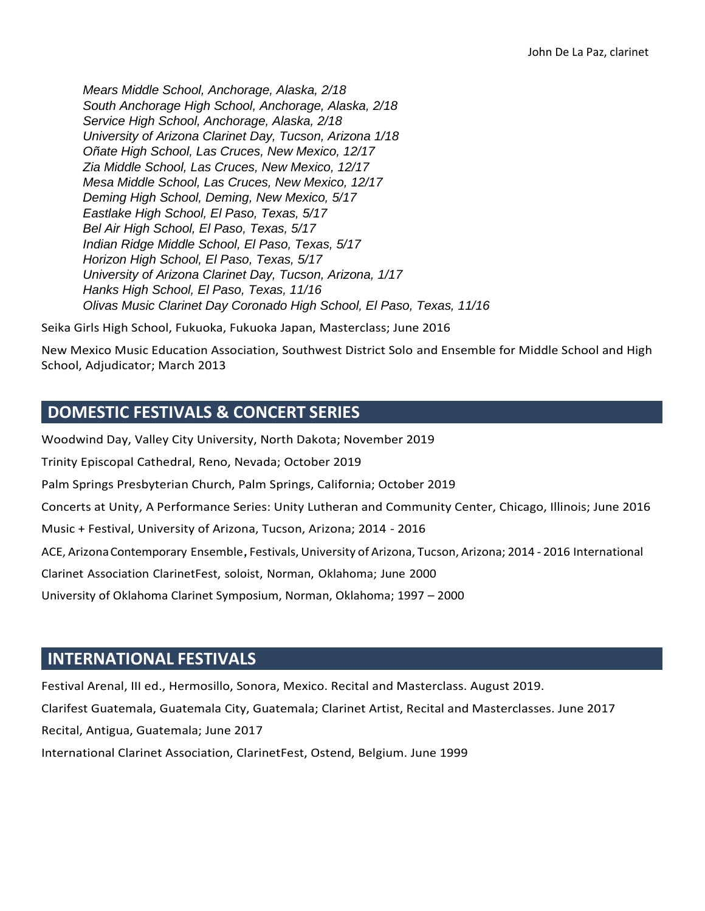*Mears Middle School, Anchorage, Alaska, 2/18*
*South Anchorage High School, Anchorage, Alaska, 2/18*
*Service High School, Anchorage, Alaska, 2/18*
*University of Arizona Clarinet Day, Tucson, Arizona 1/18*
*Oñate High School, Las Cruces, New Mexico, 12/17*
*Zia Middle School, Las Cruces, New Mexico, 12/17*
*Mesa Middle School, Las Cruces, New Mexico, 12/17*
*Deming High School, Deming, New Mexico, 5/17*
*Eastlake High School, El Paso, Texas, 5/17*
*Bel Air High School, El Paso, Texas, 5/17*
*Indian Ridge Middle School, El Paso, Texas, 5/17*
*Horizon High School, El Paso, Texas, 5/17*
*University of Arizona Clarinet Day, Tucson, Arizona, 1/17*
*Hanks High School, El Paso, Texas, 11/16*
*Olivas Music Clarinet Day Coronado High School, El Paso, Texas, 11/16*

Seika Girls High School, Fukuoka, Fukuoka Japan, Masterclass; June 2016

New Mexico Music Education Association, Southwest District Solo and Ensemble for Middle School and High School, Adjudicator; March 2013

## DOMESTIC FESTIVALS & CONCERT SERIES

Woodwind Day, Valley City University, North Dakota; November 2019

Trinity Episcopal Cathedral, Reno, Nevada; October 2019

Palm Springs Presbyterian Church, Palm Springs, California; October 2019

Concerts at Unity, A Performance Series: Unity Lutheran and Community Center, Chicago, Illinois; June 2016

Music + Festival, University of Arizona, Tucson, Arizona; 2014 - 2016

ACE, Arizona Contemporary Ensemble, Festivals, University of Arizona, Tucson, Arizona; 2014 - 2016

International Clarinet Association ClarinetFest, soloist, Norman, Oklahoma; June 2000

University of Oklahoma Clarinet Symposium, Norman, Oklahoma; 1997 – 2000

## INTERNATIONAL FESTIVALS

Festival Arenal, III ed., Hermosillo, Sonora, Mexico. Recital and Masterclass. August 2019.

Clarifest Guatemala, Guatemala City, Guatemala; Clarinet Artist, Recital and Masterclasses. June 2017

Recital, Antigua, Guatemala; June 2017

International Clarinet Association, ClarinetFest, Ostend, Belgium. June 1999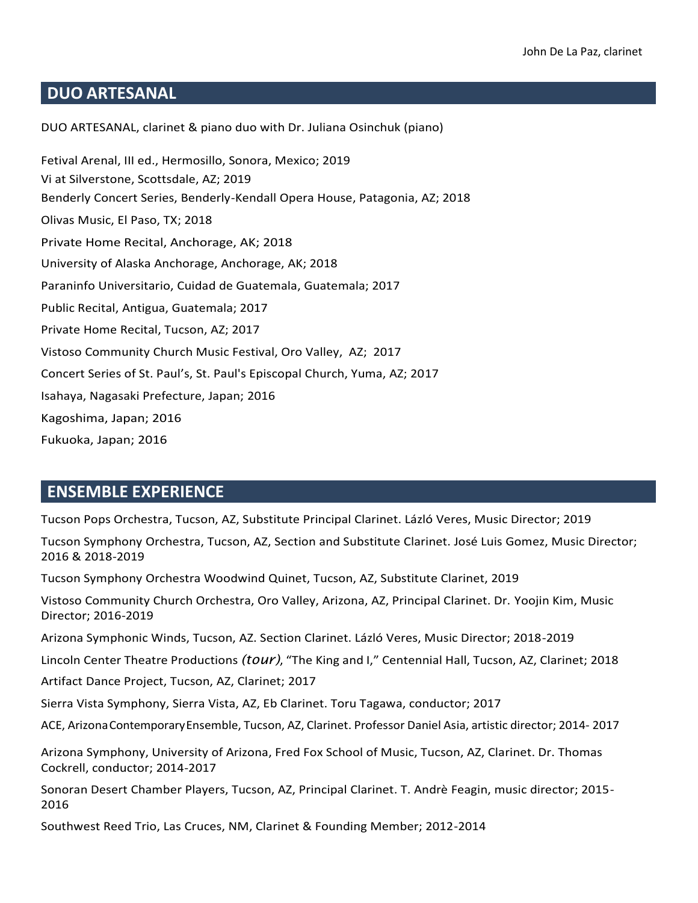## DUO ARTESANAL

DUO ARTESANAL, clarinet & piano duo with Dr. Juliana Osinchuk (piano)

Fetival Arenal, III ed., Hermosillo, Sonora, Mexico; 2019

Vi at Silverstone, Scottsdale, AZ; 2019

Benderly Concert Series, Benderly-Kendall Opera House, Patagonia, AZ; 2018

Olivas Music, El Paso, TX; 2018

Private Home Recital, Anchorage, AK; 2018

University of Alaska Anchorage, Anchorage, AK; 2018

Paraninfo Universitario, Cuidad de Guatemala, Guatemala; 2017

Public Recital, Antigua, Guatemala; 2017

Private Home Recital, Tucson, AZ; 2017

Vistoso Community Church Music Festival, Oro Valley, AZ; 2017

Concert Series of St. Paul's, St. Paul's Episcopal Church, Yuma, AZ; 2017

Isahaya, Nagasaki Prefecture, Japan; 2016

Kagoshima, Japan; 2016

Fukuoka, Japan; 2016

## ENSEMBLE EXPERIENCE

Tucson Pops Orchestra, Tucson, AZ, Substitute Principal Clarinet. Lázló Veres, Music Director; 2019

Tucson Symphony Orchestra, Tucson, AZ, Section and Substitute Clarinet. José Luis Gomez, Music Director; 2016 & 2018-2019

Tucson Symphony Orchestra Woodwind Quinet, Tucson, AZ, Substitute Clarinet, 2019

Vistoso Community Church Orchestra, Oro Valley, Arizona, AZ, Principal Clarinet. Dr. Yoojin Kim, Music Director; 2016-2019

Arizona Symphonic Winds, Tucson, AZ. Section Clarinet. Lázló Veres, Music Director; 2018-2019

Lincoln Center Theatre Productions *(tour)*, "The King and I," Centennial Hall, Tucson, AZ, Clarinet; 2018

Artifact Dance Project, Tucson, AZ, Clarinet; 2017

Sierra Vista Symphony, Sierra Vista, AZ, Eb Clarinet. Toru Tagawa, conductor; 2017

ACE, Arizona Contemporary Ensemble, Tucson, AZ, Clarinet. Professor Daniel Asia, artistic director; 2014- 2017

Arizona Symphony, University of Arizona, Fred Fox School of Music, Tucson, AZ, Clarinet. Dr. Thomas Cockrell, conductor; 2014-2017

Sonoran Desert Chamber Players, Tucson, AZ, Principal Clarinet. T. Andrè Feagin, music director; 2015-2016

Southwest Reed Trio, Las Cruces, NM, Clarinet & Founding Member; 2012-2014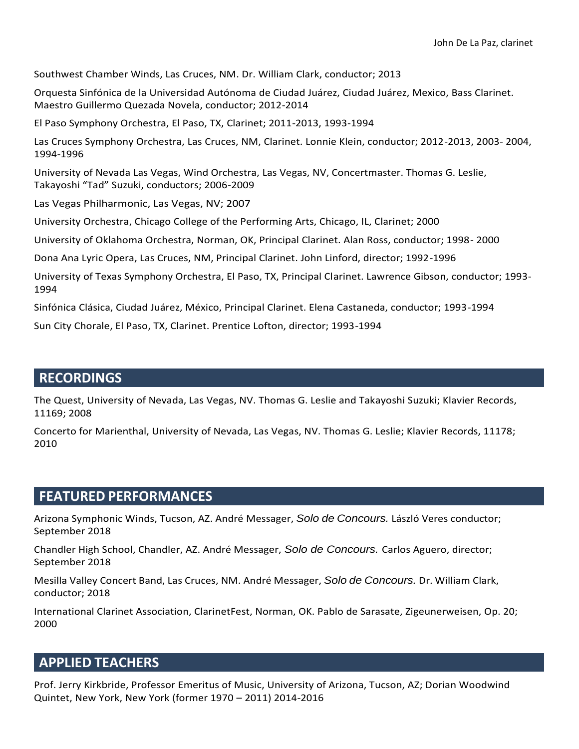Southwest Chamber Winds, Las Cruces, NM. Dr. William Clark, conductor; 2013

Orquesta Sinfónica de la Universidad Autónoma de Ciudad Juárez, Ciudad Juárez, Mexico, Bass Clarinet. Maestro Guillermo Quezada Novela, conductor; 2012-2014

El Paso Symphony Orchestra, El Paso, TX, Clarinet; 2011-2013, 1993-1994

Las Cruces Symphony Orchestra, Las Cruces, NM, Clarinet. Lonnie Klein, conductor; 2012-2013, 2003- 2004, 1994-1996

University of Nevada Las Vegas, Wind Orchestra, Las Vegas, NV, Concertmaster. Thomas G. Leslie, Takayoshi "Tad" Suzuki, conductors; 2006-2009

Las Vegas Philharmonic, Las Vegas, NV; 2007

University Orchestra, Chicago College of the Performing Arts, Chicago, IL, Clarinet; 2000

University of Oklahoma Orchestra, Norman, OK, Principal Clarinet. Alan Ross, conductor; 1998- 2000

Dona Ana Lyric Opera, Las Cruces, NM, Principal Clarinet. John Linford, director; 1992-1996

University of Texas Symphony Orchestra, El Paso, TX, Principal Clarinet. Lawrence Gibson, conductor; 1993-1994

Sinfónica Clásica, Ciudad Juárez, México, Principal Clarinet. Elena Castaneda, conductor; 1993-1994

Sun City Chorale, El Paso, TX, Clarinet. Prentice Lofton, director; 1993-1994

## RECORDINGS

The Quest, University of Nevada, Las Vegas, NV. Thomas G. Leslie and Takayoshi Suzuki; Klavier Records, 11169; 2008

Concerto for Marienthal, University of Nevada, Las Vegas, NV. Thomas G. Leslie; Klavier Records, 11178; 2010

## FEATURED PERFORMANCES

Arizona Symphonic Winds, Tucson, AZ. André Messager, *Solo de Concours.* László Veres conductor; September 2018

Chandler High School, Chandler, AZ. André Messager, *Solo de Concours.* Carlos Aguero, director; September 2018

Mesilla Valley Concert Band, Las Cruces, NM. André Messager, *Solo de Concours.* Dr. William Clark, conductor; 2018

International Clarinet Association, ClarinetFest, Norman, OK. Pablo de Sarasate, Zigeunerweisen, Op. 20; 2000

## APPLIED TEACHERS

Prof. Jerry Kirkbride, Professor Emeritus of Music, University of Arizona, Tucson, AZ; Dorian Woodwind Quintet, New York, New York (former 1970 – 2011) 2014-2016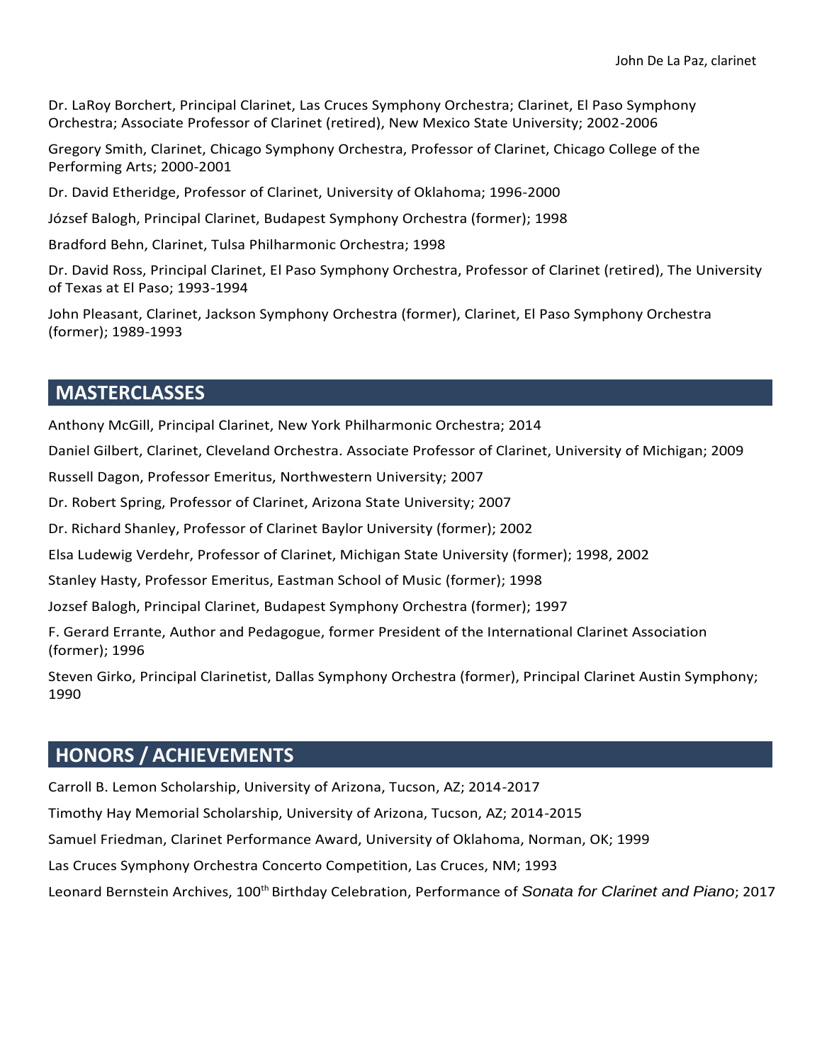Dr. LaRoy Borchert, Principal Clarinet, Las Cruces Symphony Orchestra; Clarinet, El Paso Symphony Orchestra; Associate Professor of Clarinet (retired), New Mexico State University; 2002-2006

Gregory Smith, Clarinet, Chicago Symphony Orchestra, Professor of Clarinet, Chicago College of the Performing Arts; 2000-2001

Dr. David Etheridge, Professor of Clarinet, University of Oklahoma; 1996-2000

József Balogh, Principal Clarinet, Budapest Symphony Orchestra (former); 1998

Bradford Behn, Clarinet, Tulsa Philharmonic Orchestra; 1998

Dr. David Ross, Principal Clarinet, El Paso Symphony Orchestra, Professor of Clarinet (retired), The University of Texas at El Paso; 1993-1994

John Pleasant, Clarinet, Jackson Symphony Orchestra (former), Clarinet, El Paso Symphony Orchestra (former); 1989-1993

## MASTERCLASSES

Anthony McGill, Principal Clarinet, New York Philharmonic Orchestra; 2014

Daniel Gilbert, Clarinet, Cleveland Orchestra. Associate Professor of Clarinet, University of Michigan; 2009

Russell Dagon, Professor Emeritus, Northwestern University; 2007

Dr. Robert Spring, Professor of Clarinet, Arizona State University; 2007

Dr. Richard Shanley, Professor of Clarinet Baylor University (former); 2002

Elsa Ludewig Verdehr, Professor of Clarinet, Michigan State University (former); 1998, 2002

Stanley Hasty, Professor Emeritus, Eastman School of Music (former); 1998

Jozsef Balogh, Principal Clarinet, Budapest Symphony Orchestra (former); 1997

F. Gerard Errante, Author and Pedagogue, former President of the International Clarinet Association (former); 1996

Steven Girko, Principal Clarinetist, Dallas Symphony Orchestra (former), Principal Clarinet Austin Symphony; 1990

## HONORS / ACHIEVEMENTS

Carroll B. Lemon Scholarship, University of Arizona, Tucson, AZ; 2014-2017

Timothy Hay Memorial Scholarship, University of Arizona, Tucson, AZ; 2014-2015

Samuel Friedman, Clarinet Performance Award, University of Oklahoma, Norman, OK; 1999

Las Cruces Symphony Orchestra Concerto Competition, Las Cruces, NM; 1993

Leonard Bernstein Archives, 100th Birthday Celebration, Performance of *Sonata for Clarinet and Piano*; 2017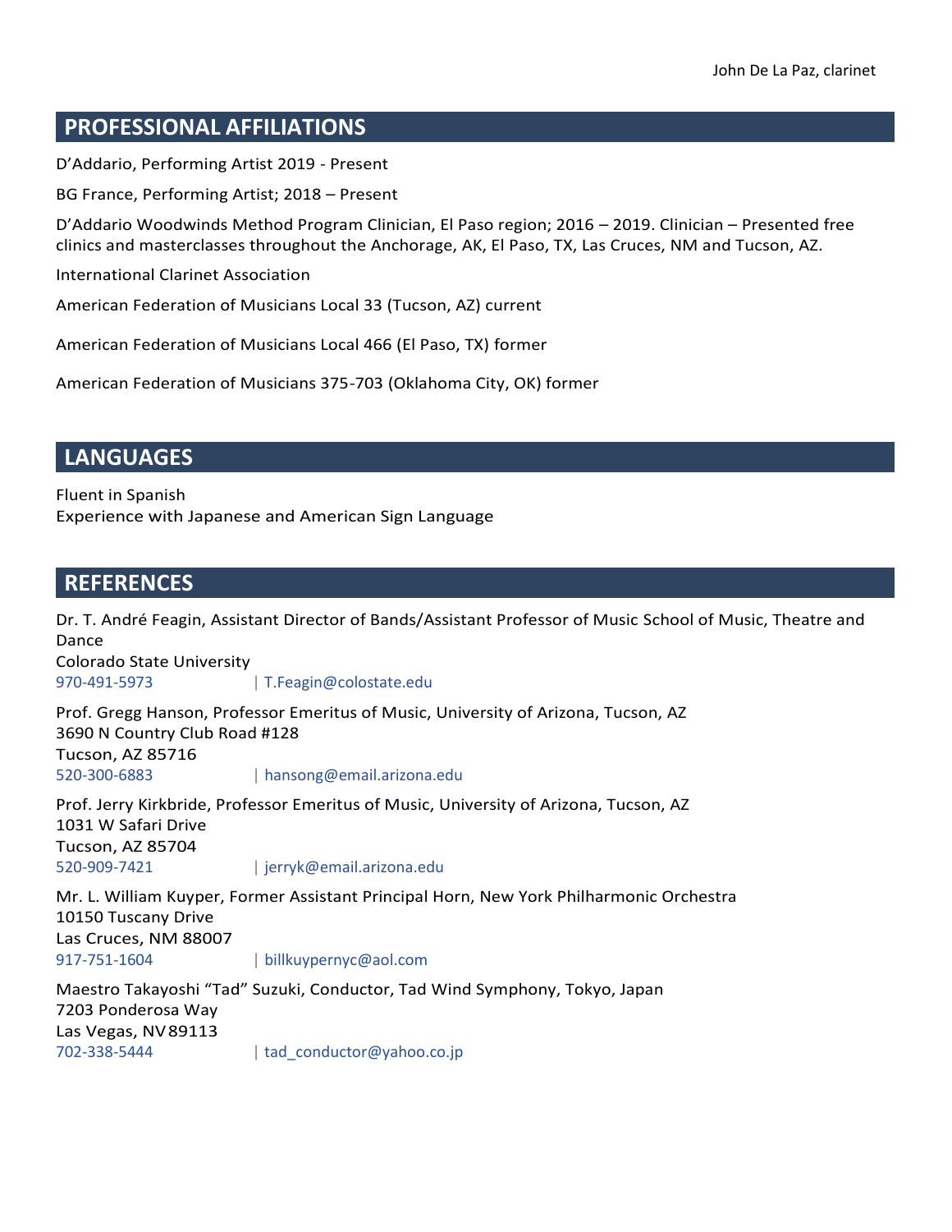## PROFESSIONAL AFFILIATIONS

D'Addario, Performing Artist 2019 - Present

BG France, Performing Artist; 2018 – Present

D'Addario Woodwinds Method Program Clinician, El Paso region; 2016 – 2019. Clinician – Presented free clinics and masterclasses throughout the Anchorage, AK, El Paso, TX, Las Cruces, NM and Tucson, AZ.

International Clarinet Association

American Federation of Musicians Local 33 (Tucson, AZ) current

American Federation of Musicians Local 466 (El Paso, TX) former

American Federation of Musicians 375-703 (Oklahoma City, OK) former

## LANGUAGES

Fluent in Spanish
Experience with Japanese and American Sign Language

## REFERENCES

Dr. T. André Feagin, Assistant Director of Bands/Assistant Professor of Music School of Music, Theatre and Dance
Colorado State University
970-491-5973 | T.Feagin@colostate.edu

Prof. Gregg Hanson, Professor Emeritus of Music, University of Arizona, Tucson, AZ
3690 N Country Club Road #128
Tucson, AZ 85716
520-300-6883 | hansong@email.arizona.edu

Prof. Jerry Kirkbride, Professor Emeritus of Music, University of Arizona, Tucson, AZ
1031 W Safari Drive
Tucson, AZ 85704
520-909-7421 | jerryk@email.arizona.edu

Mr. L. William Kuyper, Former Assistant Principal Horn, New York Philharmonic Orchestra
10150 Tuscany Drive
Las Cruces, NM 88007
917-751-1604 | billkuypernyc@aol.com

Maestro Takayoshi "Tad" Suzuki, Conductor, Tad Wind Symphony, Tokyo, Japan
7203 Ponderosa Way
Las Vegas, NV 89113
702-338-5444 | tad_conductor@yahoo.co.jp